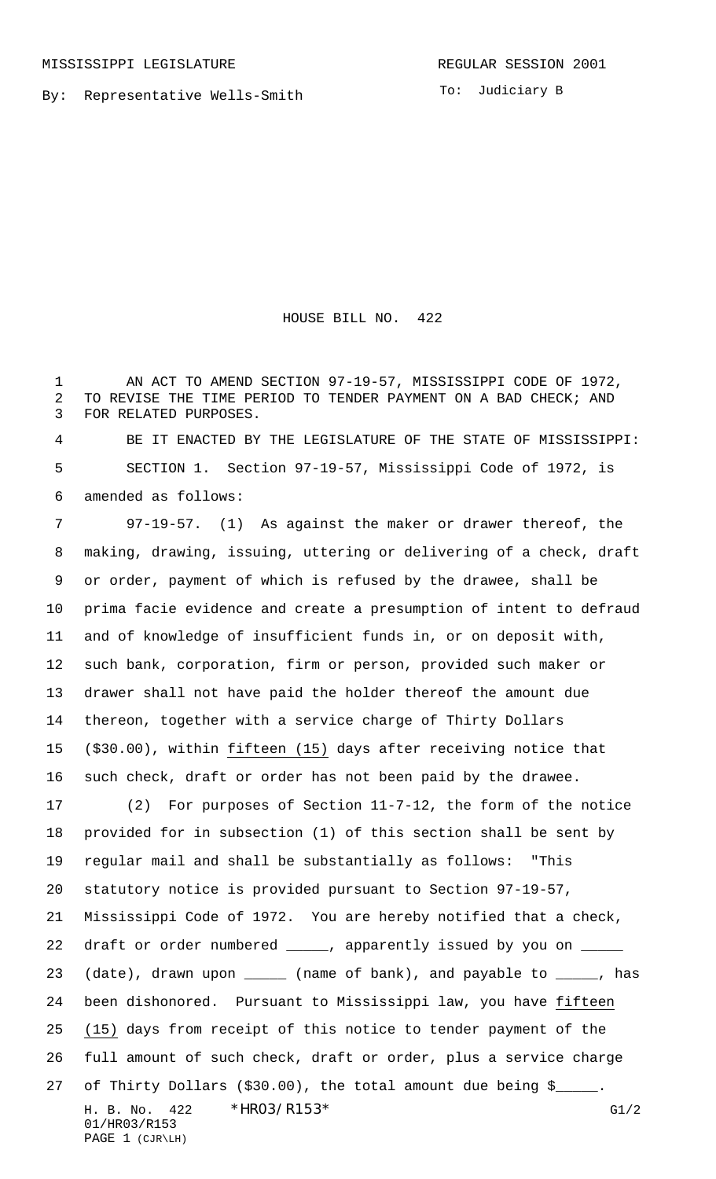MISSISSIPPI LEGISLATURE

REGULAR SESSION 2001

By: Representative Wells-Smith

To: Judiciary B

# HOUSE BILL NO. 422

AN ACT TO AMEND SECTION 97-19-57, MISSISSIPPI CODE OF 1972, TO REVISE THE TIME PERIOD TO TENDER PAYMENT ON A BAD CHECK; AND FOR RELATED PURPOSES.

BE IT ENACTED BY THE LEGISLATURE OF THE STATE OF MISSISSIPPI:

SECTION 1. Section 97-19-57, Mississippi Code of 1972, is amended as follows:

97-19-57. (1) As against the maker or drawer thereof, the making, drawing, issuing, uttering or delivering of a check, draft or order, payment of which is refused by the drawee, shall be prima facie evidence and create a presumption of intent to defraud and of knowledge of insufficient funds in, or on deposit with, such bank, corporation, firm or person, provided such maker or drawer shall not have paid the holder thereof the amount due thereon, together with a service charge of Thirty Dollars ($30.00), within fifteen (15) days after receiving notice that such check, draft or order has not been paid by the drawee.

(2) For purposes of Section 11-7-12, the form of the notice provided for in subsection (1) of this section shall be sent by regular mail and shall be substantially as follows: "This statutory notice is provided pursuant to Section 97-19-57, Mississippi Code of 1972. You are hereby notified that a check, draft or order numbered _____, apparently issued by you on _____ (date), drawn upon _____ (name of bank), and payable to _____, has been dishonored. Pursuant to Mississippi law, you have fifteen (15) days from receipt of this notice to tender payment of the full amount of such check, draft or order, plus a service charge of Thirty Dollars ($30.00), the total amount due being $_____.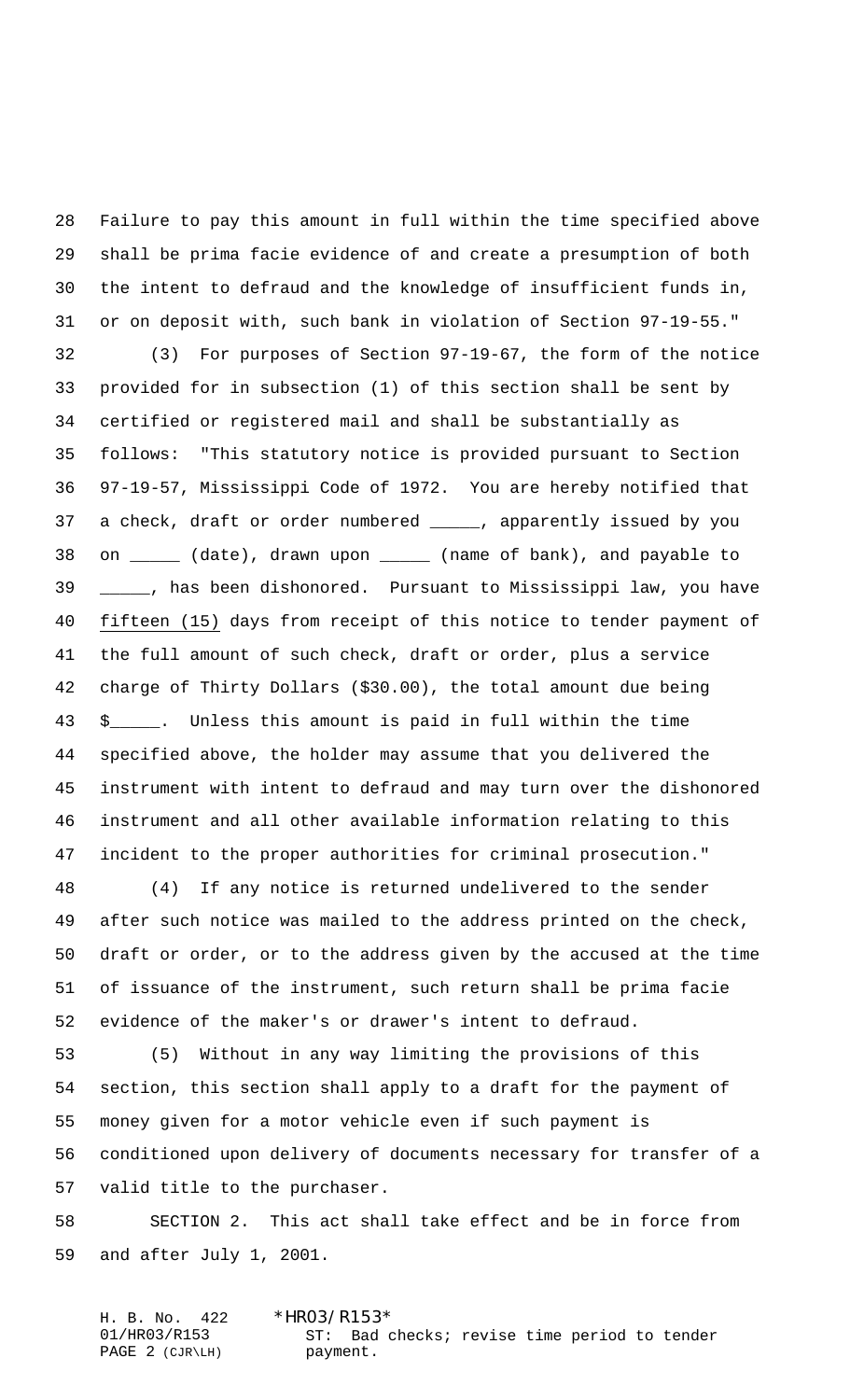Failure to pay this amount in full within the time specified above shall be prima facie evidence of and create a presumption of both the intent to defraud and the knowledge of insufficient funds in, or on deposit with, such bank in violation of Section 97-19-55."

(3) For purposes of Section 97-19-67, the form of the notice provided for in subsection (1) of this section shall be sent by certified or registered mail and shall be substantially as follows: "This statutory notice is provided pursuant to Section 97-19-57, Mississippi Code of 1972. You are hereby notified that a check, draft or order numbered _____, apparently issued by you on _____ (date), drawn upon _____ (name of bank), and payable to _____, has been dishonored. Pursuant to Mississippi law, you have fifteen (15) days from receipt of this notice to tender payment of the full amount of such check, draft or order, plus a service charge of Thirty Dollars ($30.00), the total amount due being $_____. Unless this amount is paid in full within the time specified above, the holder may assume that you delivered the instrument with intent to defraud and may turn over the dishonored instrument and all other available information relating to this incident to the proper authorities for criminal prosecution."

(4) If any notice is returned undelivered to the sender after such notice was mailed to the address printed on the check, draft or order, or to the address given by the accused at the time of issuance of the instrument, such return shall be prima facie evidence of the maker's or drawer's intent to defraud.

(5) Without in any way limiting the provisions of this section, this section shall apply to a draft for the payment of money given for a motor vehicle even if such payment is conditioned upon delivery of documents necessary for transfer of a valid title to the purchaser.

SECTION 2. This act shall take effect and be in force from and after July 1, 2001.